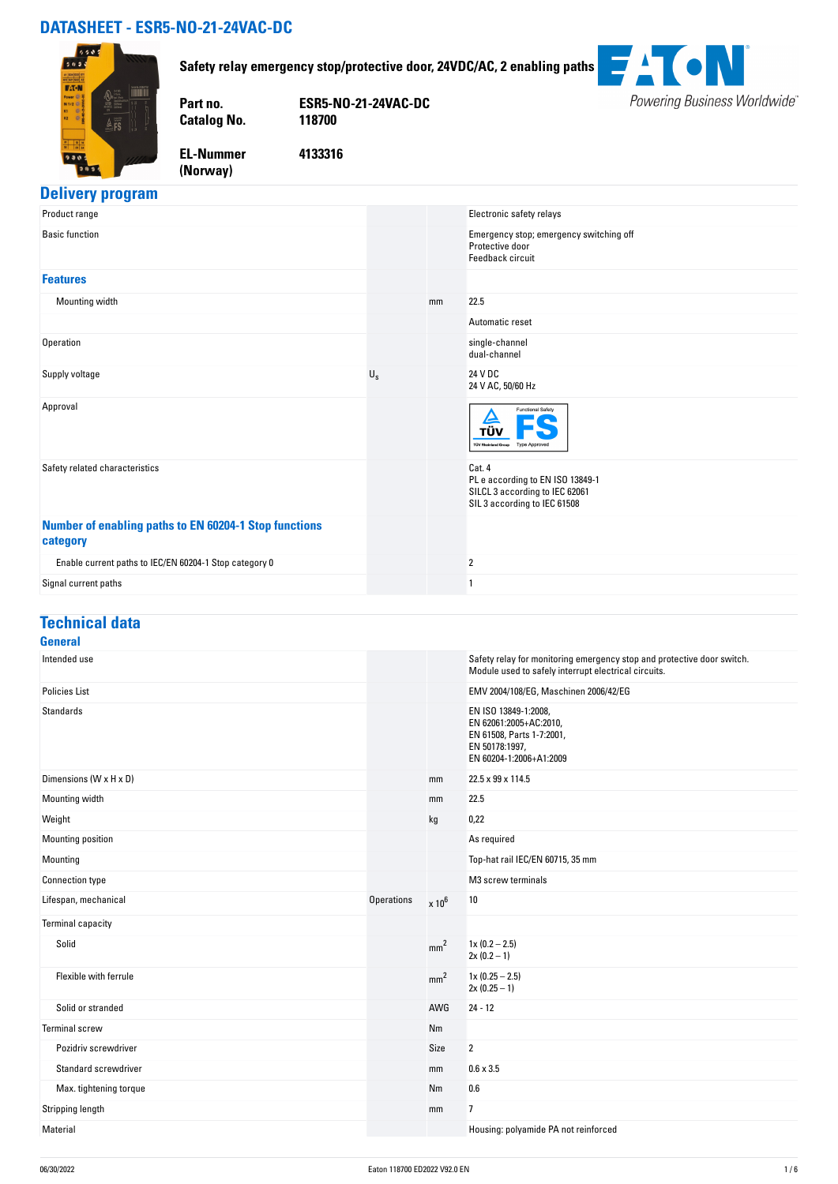# DATASHEET - ESR5-NO-21-24VAC-DC

**Safety relay emergency stop/protective door, 24VDC/AC, 2 enabling paths**

| | |
|---|---|
| **Part no.** | **ESR5-NO-21-24VAC-DC** |
| **Catalog No.** | **118700** |
| **EL-Nummer (Norway)** | **4133316** |

## Delivery program

| | | | |
|---|---|---|---|
| Product range | | | Electronic safety relays |
| Basic function | | | Emergency stop; emergency switching off<br>Protective door<br>Feedback circuit |
| **Features** | | | |
| Mounting width | | mm | 22.5 |
| | | | Automatic reset |
| Operation | | | single-channel<br>dual-channel |
| Supply voltage | $U_s$ | | 24 V DC<br>24 V AC, 50/60 Hz |
| Approval | | | TÜV FS Functional Safety Type Approved |
| Safety related characteristics | | | Cat. 4<br>PL e according to EN ISO 13849-1<br>SILCL 3 according to IEC 62061<br>SIL 3 according to IEC 61508 |
| **Number of enabling paths to EN 60204-1 Stop functions category** | | | |
| Enable current paths to IEC/EN 60204-1 Stop category 0 | | | 2 |
| Signal current paths | | | 1 |

## Technical data

### General

| | | | |
|---|---|---|---|
| Intended use | | | Safety relay for monitoring emergency stop and protective door switch. Module used to safely interrupt electrical circuits. |
| Policies List | | | EMV 2004/108/EG, Maschinen 2006/42/EG |
| Standards | | | EN ISO 13849-1:2008,<br>EN 62061:2005+AC:2010,<br>EN 61508, Parts 1-7:2001,<br>EN 50178:1997,<br>EN 60204-1:2006+A1:2009 |
| Dimensions (W x H x D) | | mm | 22.5 x 99 x 114.5 |
| Mounting width | | mm | 22.5 |
| Weight | | kg | 0,22 |
| Mounting position | | | As required |
| Mounting | | | Top-hat rail IEC/EN 60715, 35 mm |
| Connection type | | | M3 screw terminals |
| Lifespan, mechanical | Operations | $x\ 10^6$ | 10 |
| Terminal capacity | | | |
| Solid | | $mm^2$ | 1x (0.2 – 2.5)<br>2x (0.2 – 1) |
| Flexible with ferrule | | $mm^2$ | 1x (0.25 – 2.5)<br>2x (0.25 – 1) |
| Solid or stranded | | AWG | 24 - 12 |
| Terminal screw | | Nm | |
| Pozidriv screwdriver | | Size | 2 |
| Standard screwdriver | | mm | 0.6 x 3.5 |
| Max. tightening torque | | Nm | 0.6 |
| Stripping length | | mm | 7 |
| Material | | | Housing: polyamide PA not reinforced |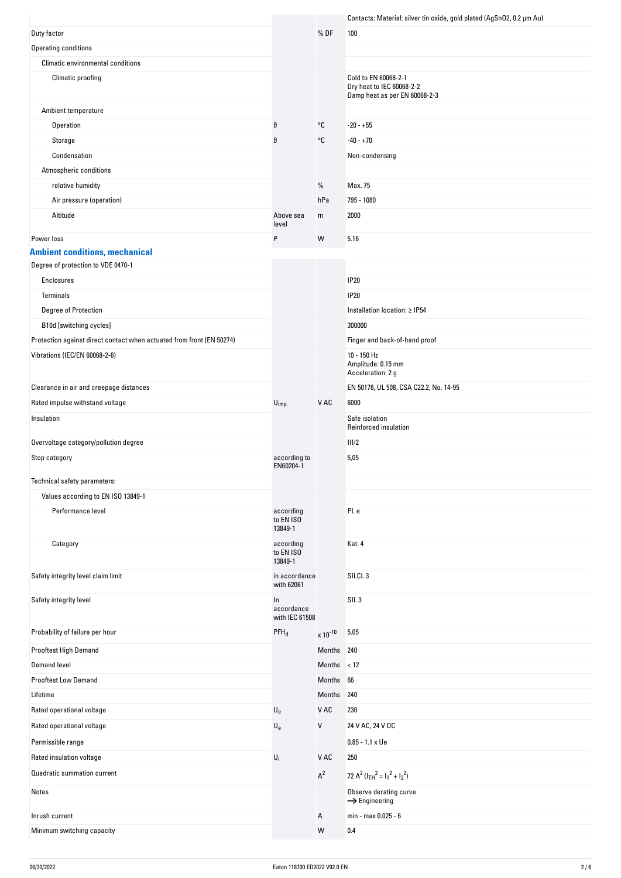| | | | |
|---|---|---|---|
| | | | Contacts: Material: silver tin oxide, gold plated ($AgSnO_2$, 0.2 µm Au) |
| Duty factor | | % DF | 100 |
| Operating conditions | | | |
| Climatic environmental conditions | | | |
| Climatic proofing | | | Cold to EN 60068-2-1<br>Dry heat to IEC 60068-2-2<br>Damp heat as per EN 60068-2-3 |
| Ambient temperature | | | |
| Operation | ϑ | °C | -20 - +55 |
| Storage | ϑ | °C | -40 - +70 |
| Condensation | | | Non-condensing |
| Atmospheric conditions | | | |
| relative humidity | | % | Max. 75 |
| Air pressure (operation) | | hPa | 795 - 1080 |
| Altitude | Above sea level | m | 2000 |
| Power loss | P | W | 5.16 |

## Ambient conditions, mechanical

| | | | |
|---|---|---|---|
| Degree of protection to VDE 0470-1 | | | |
| Enclosures | | | IP20 |
| Terminals | | | IP20 |
| Degree of Protection | | | Installation location: ≥ IP54 |
| B10d [switching cycles] | | | 300000 |
| Protection against direct contact when actuated from front (EN 50274) | | | Finger and back-of-hand proof |
| Vibrations (IEC/EN 60068-2-6) | | | 10 - 150 Hz<br>Amplitude: 0.15 mm<br>Acceleration: 2 g |
| Clearance in air and creepage distances | | | EN 50178, UL 508, CSA C22.2, No. 14-95 |
| Rated impulse withstand voltage | $U_{imp}$ | V AC | 6000 |
| Insulation | | | Safe isolation<br>Reinforced insulation |
| Overvoltage category/pollution degree | | | III/2 |
| Stop category | according to EN60204-1 | | 5,05 |
| Technical safety parameters: | | | |
| Values according to EN ISO 13849-1 | | | |
| Performance level | according to EN ISO 13849-1 | | PL e |
| Category | according to EN ISO 13849-1 | | Kat. 4 |
| Safety integrity level claim limit | in accordance with 62061 | | SILCL 3 |
| Safety integrity level | In accordance with IEC 61508 | | SIL 3 |
| Probability of failure per hour | $PFH_d$ | $x\ 10^{-10}$ | 5.05 |
| Prooftest High Demand | | Months | 240 |
| Demand level | | Months | < 12 |
| Prooftest Low Demand | | Months | 66 |
| Lifetime | | Months | 240 |
| Rated operational voltage | $U_e$ | V AC | 230 |
| Rated operational voltage | $U_e$ | V | 24 V AC, 24 V DC |
| Permissible range | | | 0.85 - 1.1 x Ue |
| Rated insulation voltage | $U_i$ | V AC | 250 |
| Quadratic summation current | | $A^2$ | 72 $A^2$ ($I_{TH}^2 = I_1^2 + I_2^2$) |
| Notes | | | Observe derating curve<br>→ Engineering |
| Inrush current | | A | min - max 0.025 - 6 |
| Minimum switching capacity | | W | 0.4 |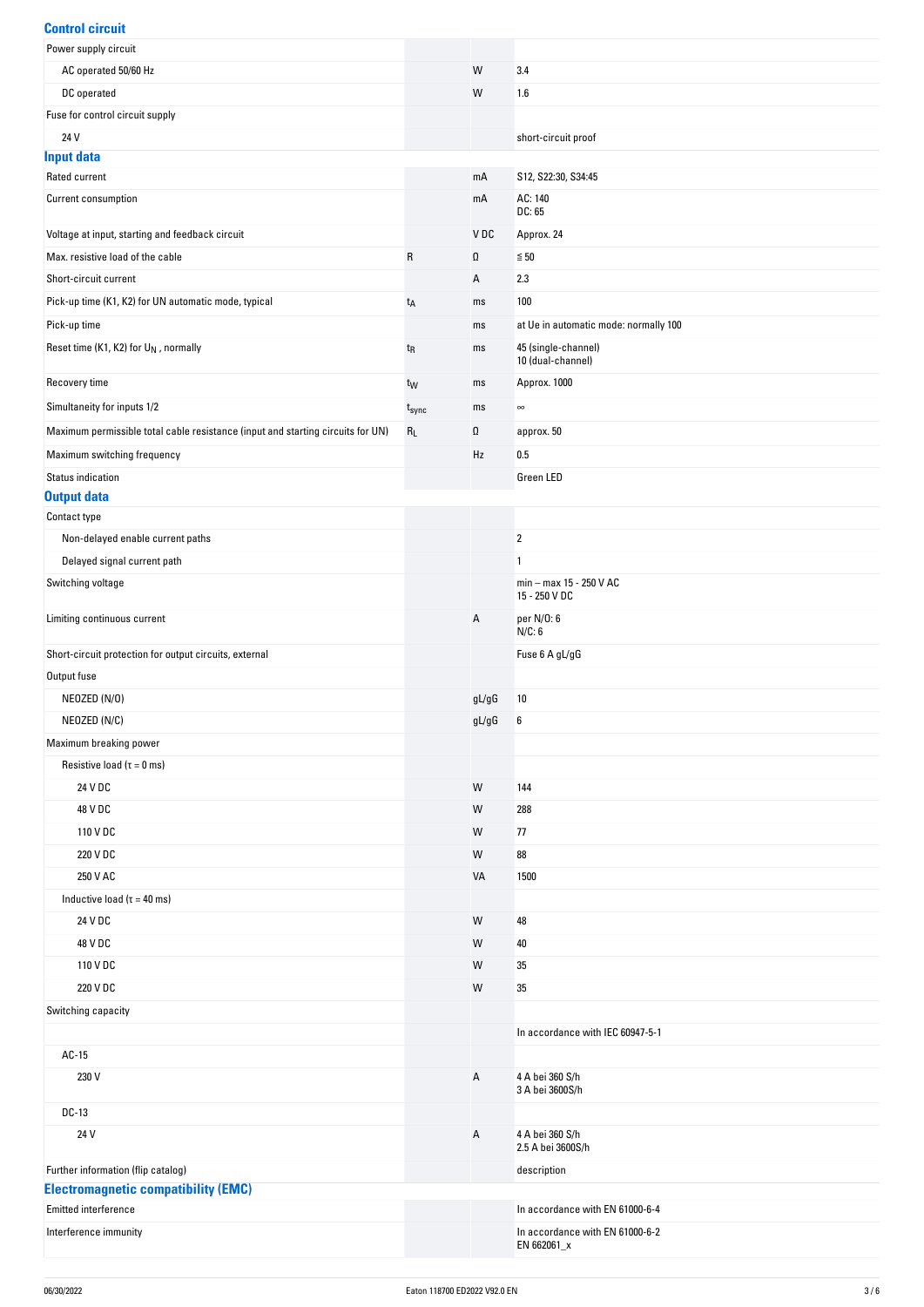## Control circuit

| | | | |
|---|---|---|---|
| Power supply circuit | | | |
| AC operated 50/60 Hz | | W | 3.4 |
| DC operated | | W | 1.6 |
| Fuse for control circuit supply | | | |
| 24 V | | | short-circuit proof |

## Input data

| | | | |
|---|---|---|---|
| Rated current | | mA | S12, S22:30, S34:45 |
| Current consumption | | mA | AC: 140<br>DC: 65 |
| Voltage at input, starting and feedback circuit | | V DC | Approx. 24 |
| Max. resistive load of the cable | R | Ω | ≦ 50 |
| Short-circuit current | | A | 2.3 |
| Pick-up time (K1, K2) for UN automatic mode, typical | $t_A$ | ms | 100 |
| Pick-up time | | ms | at Ue in automatic mode: normally 100 |
| Reset time (K1, K2) for $U_N$ , normally | $t_R$ | ms | 45 (single-channel)<br>10 (dual-channel) |
| Recovery time | $t_W$ | ms | Approx. 1000 |
| Simultaneity for inputs 1/2 | $t_{sync}$ | ms | ∞ |
| Maximum permissible total cable resistance (input and starting circuits for UN) | $R_L$ | Ω | approx. 50 |
| Maximum switching frequency | | Hz | 0.5 |
| Status indication | | | Green LED |

## Output data

| | | | |
|---|---|---|---|
| Contact type | | | |
| Non-delayed enable current paths | | | 2 |
| Delayed signal current path | | | 1 |
| Switching voltage | | | min – max 15 - 250 V AC<br>15 - 250 V DC |
| Limiting continuous current | | A | per N/O: 6<br>N/C: 6 |
| Short-circuit protection for output circuits, external | | | Fuse 6 A gL/gG |
| Output fuse | | | |
| NEOZED (N/O) | | gL/gG | 10 |
| NEOZED (N/C) | | gL/gG | 6 |
| Maximum breaking power | | | |
| Resistive load (τ = 0 ms) | | | |
| 24 V DC | | W | 144 |
| 48 V DC | | W | 288 |
| 110 V DC | | W | 77 |
| 220 V DC | | W | 88 |
| 250 V AC | | VA | 1500 |
| Inductive load (τ = 40 ms) | | | |
| 24 V DC | | W | 48 |
| 48 V DC | | W | 40 |
| 110 V DC | | W | 35 |
| 220 V DC | | W | 35 |
| Switching capacity | | | |
| | | | In accordance with IEC 60947-5-1 |
| AC-15 | | | |
| 230 V | | A | 4 A bei 360 S/h<br>3 A bei 3600S/h |
| DC-13 | | | |
| 24 V | | A | 4 A bei 360 S/h<br>2.5 A bei 3600S/h |
| Further information (flip catalog) | | | description |

## Electromagnetic compatibility (EMC)

| | | | |
|---|---|---|---|
| Emitted interference | | | In accordance with EN 61000-6-4 |
| Interference immunity | | | In accordance with EN 61000-6-2<br>EN 662061_x |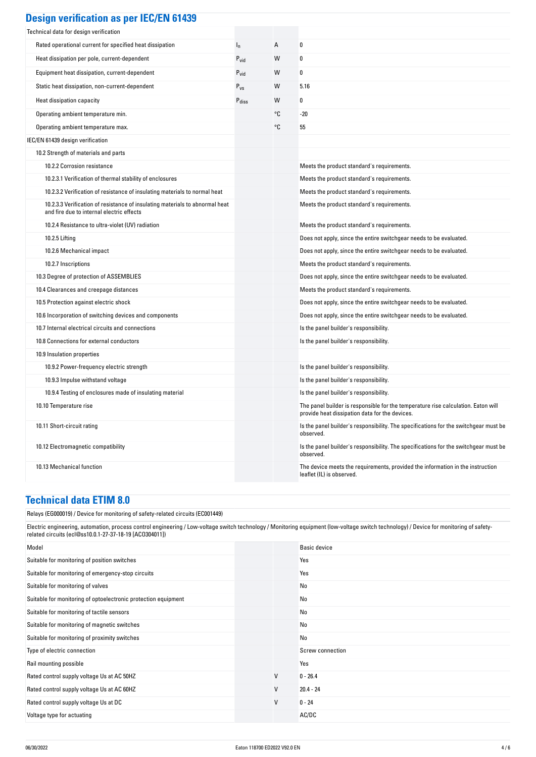## Design verification as per IEC/EN 61439

| | | | |
|---|---|---|---|
| Technical data for design verification | | | |
| Rated operational current for specified heat dissipation | $I_n$ | A | 0 |
| Heat dissipation per pole, current-dependent | $P_{vid}$ | W | 0 |
| Equipment heat dissipation, current-dependent | $P_{vid}$ | W | 0 |
| Static heat dissipation, non-current-dependent | $P_{vs}$ | W | 5.16 |
| Heat dissipation capacity | $P_{diss}$ | W | 0 |
| Operating ambient temperature min. | | °C | -20 |
| Operating ambient temperature max. | | °C | 55 |
| IEC/EN 61439 design verification | | | |
| 10.2 Strength of materials and parts | | | |
| 10.2.2 Corrosion resistance | | | Meets the product standard's requirements. |
| 10.2.3.1 Verification of thermal stability of enclosures | | | Meets the product standard's requirements. |
| 10.2.3.2 Verification of resistance of insulating materials to normal heat | | | Meets the product standard's requirements. |
| 10.2.3.3 Verification of resistance of insulating materials to abnormal heat and fire due to internal electric effects | | | Meets the product standard's requirements. |
| 10.2.4 Resistance to ultra-violet (UV) radiation | | | Meets the product standard's requirements. |
| 10.2.5 Lifting | | | Does not apply, since the entire switchgear needs to be evaluated. |
| 10.2.6 Mechanical impact | | | Does not apply, since the entire switchgear needs to be evaluated. |
| 10.2.7 Inscriptions | | | Meets the product standard's requirements. |
| 10.3 Degree of protection of ASSEMBLIES | | | Does not apply, since the entire switchgear needs to be evaluated. |
| 10.4 Clearances and creepage distances | | | Meets the product standard's requirements. |
| 10.5 Protection against electric shock | | | Does not apply, since the entire switchgear needs to be evaluated. |
| 10.6 Incorporation of switching devices and components | | | Does not apply, since the entire switchgear needs to be evaluated. |
| 10.7 Internal electrical circuits and connections | | | Is the panel builder's responsibility. |
| 10.8 Connections for external conductors | | | Is the panel builder's responsibility. |
| 10.9 Insulation properties | | | |
| 10.9.2 Power-frequency electric strength | | | Is the panel builder's responsibility. |
| 10.9.3 Impulse withstand voltage | | | Is the panel builder's responsibility. |
| 10.9.4 Testing of enclosures made of insulating material | | | Is the panel builder's responsibility. |
| 10.10 Temperature rise | | | The panel builder is responsible for the temperature rise calculation. Eaton will provide heat dissipation data for the devices. |
| 10.11 Short-circuit rating | | | Is the panel builder's responsibility. The specifications for the switchgear must be observed. |
| 10.12 Electromagnetic compatibility | | | Is the panel builder's responsibility. The specifications for the switchgear must be observed. |
| 10.13 Mechanical function | | | The device meets the requirements, provided the information in the instruction leaflet (IL) is observed. |

## Technical data ETIM 8.0

Relays (EG000019) / Device for monitoring of safety-related circuits (EC001449)

Electric engineering, automation, process control engineering / Low-voltage switch technology / Monitoring equipment (low-voltage switch technology) / Device for monitoring of safety-related circuits (ecl@ss10.0.1-27-37-18-19 [ACO304011])

| | | | |
|---|---|---|---|
| Model | | | Basic device |
| Suitable for monitoring of position switches | | | Yes |
| Suitable for monitoring of emergency-stop circuits | | | Yes |
| Suitable for monitoring of valves | | | No |
| Suitable for monitoring of optoelectronic protection equipment | | | No |
| Suitable for monitoring of tactile sensors | | | No |
| Suitable for monitoring of magnetic switches | | | No |
| Suitable for monitoring of proximity switches | | | No |
| Type of electric connection | | | Screw connection |
| Rail mounting possible | | | Yes |
| Rated control supply voltage Us at AC 50HZ | | V | 0 - 26.4 |
| Rated control supply voltage Us at AC 60HZ | | V | 20.4 - 24 |
| Rated control supply voltage Us at DC | | V | 0 - 24 |
| Voltage type for actuating | | | AC/DC |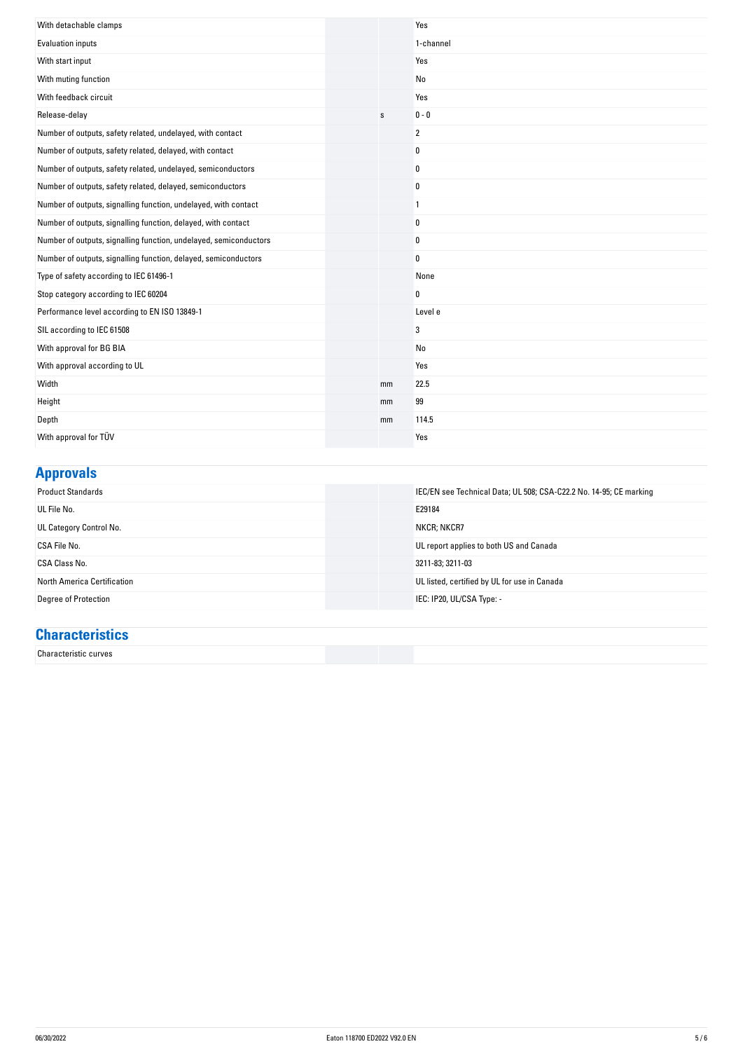| | | |
|---|---|---|
| With detachable clamps | | Yes |
| Evaluation inputs | | 1-channel |
| With start input | | Yes |
| With muting function | | No |
| With feedback circuit | | Yes |
| Release-delay | s | 0 - 0 |
| Number of outputs, safety related, undelayed, with contact | | 2 |
| Number of outputs, safety related, delayed, with contact | | 0 |
| Number of outputs, safety related, undelayed, semiconductors | | 0 |
| Number of outputs, safety related, delayed, semiconductors | | 0 |
| Number of outputs, signalling function, undelayed, with contact | | 1 |
| Number of outputs, signalling function, delayed, with contact | | 0 |
| Number of outputs, signalling function, undelayed, semiconductors | | 0 |
| Number of outputs, signalling function, delayed, semiconductors | | 0 |
| Type of safety according to IEC 61496-1 | | None |
| Stop category according to IEC 60204 | | 0 |
| Performance level according to EN ISO 13849-1 | | Level e |
| SIL according to IEC 61508 | | 3 |
| With approval for BG BIA | | No |
| With approval according to UL | | Yes |
| Width | mm | 22.5 |
| Height | mm | 99 |
| Depth | mm | 114.5 |
| With approval for TÜV | | Yes |

## Approvals

| | | |
|---|---|---|
| Product Standards | | IEC/EN see Technical Data; UL 508; CSA-C22.2 No. 14-95; CE marking |
| UL File No. | | E29184 |
| UL Category Control No. | | NKCR; NKCR7 |
| CSA File No. | | UL report applies to both US and Canada |
| CSA Class No. | | 3211-83; 3211-03 |
| North America Certification | | UL listed, certified by UL for use in Canada |
| Degree of Protection | | IEC: IP20, UL/CSA Type: - |

## Characteristics

| | | |
|---|---|---|
| Characteristic curves | | |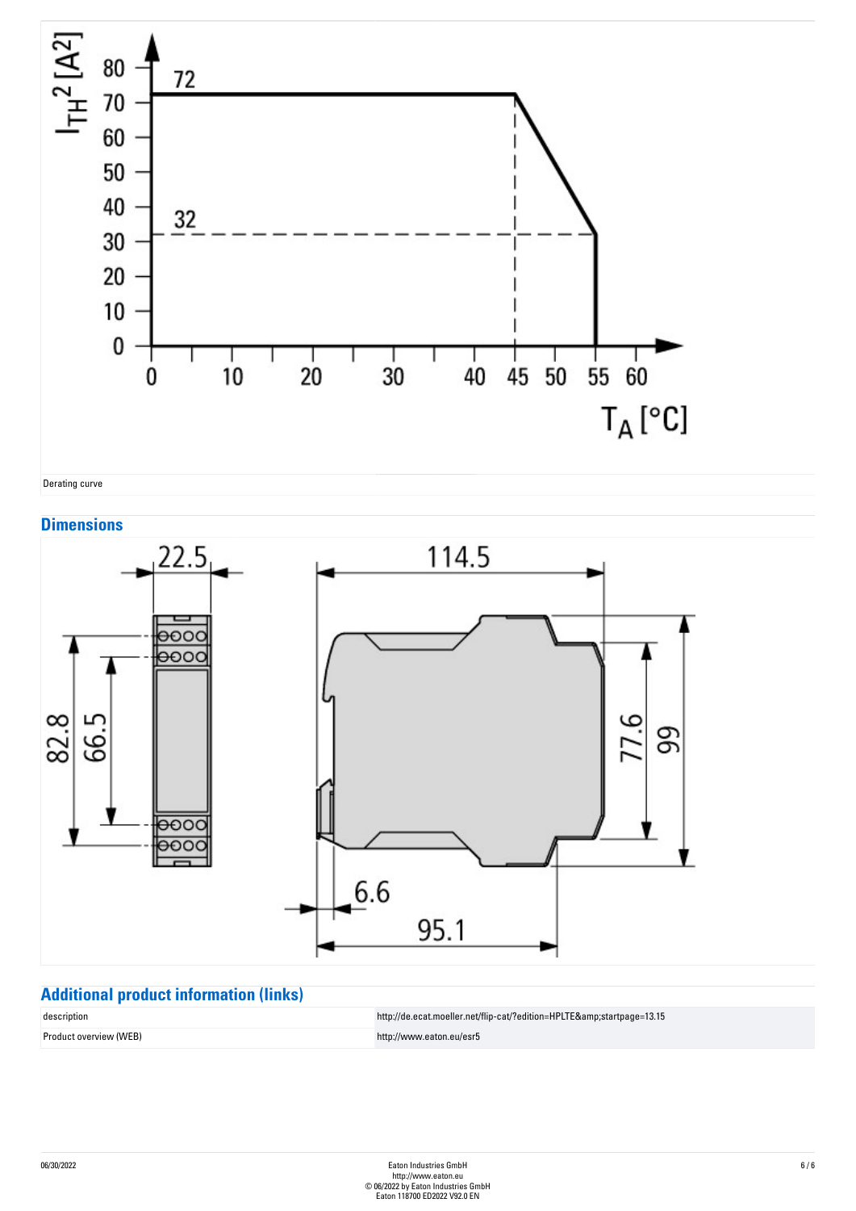$I_{TH}^2$ [A²]

80
70
60
50
40
30
20
10
0

72
32

0 10 20 30 40 45 50 55 60

$T_A$ [°C]

Derating curve

## Dimensions

22.5
114.5
82.8
66.5
77.6
99
6.6
95.1

## Additional product information (links)

| | |
|---|---|
| description | http://de.ecat.moeller.net/flip-cat/?edition=HPLTE&amp;startpage=13.15 |
| Product overview (WEB) | http://www.eaton.eu/esr5 |